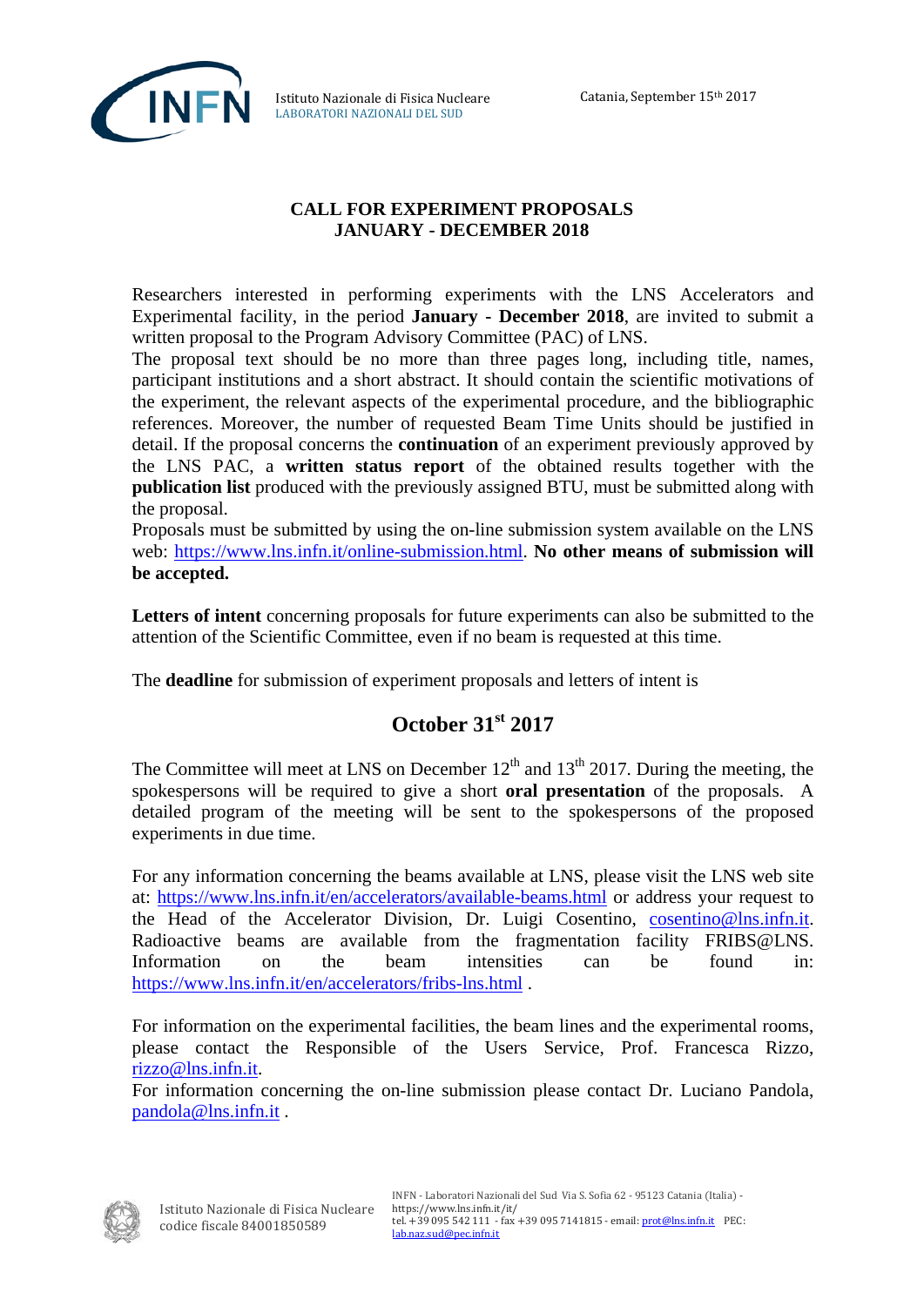Istituto Nazionale di Fisica Nucleare
LABORATORI NAZIONALI DEL SUD

Catania, September 15th 2017

## CALL FOR EXPERIMENT PROPOSALS
## JANUARY - DECEMBER 2018

Researchers interested in performing experiments with the LNS Accelerators and Experimental facility, in the period **January - December 2018**, are invited to submit a written proposal to the Program Advisory Committee (PAC) of LNS.
The proposal text should be no more than three pages long, including title, names, participant institutions and a short abstract. It should contain the scientific motivations of the experiment, the relevant aspects of the experimental procedure, and the bibliographic references. Moreover, the number of requested Beam Time Units should be justified in detail. If the proposal concerns the **continuation** of an experiment previously approved by the LNS PAC, a **written status report** of the obtained results together with the **publication list** produced with the previously assigned BTU, must be submitted along with the proposal.
Proposals must be submitted by using the on-line submission system available on the LNS web: https://www.lns.infn.it/online-submission.html. **No other means of submission will be accepted.**

**Letters of intent** concerning proposals for future experiments can also be submitted to the attention of the Scientific Committee, even if no beam is requested at this time.

The **deadline** for submission of experiment proposals and letters of intent is

## October 31st 2017

The Committee will meet at LNS on December 12th and 13th 2017. During the meeting, the spokespersons will be required to give a short **oral presentation** of the proposals. A detailed program of the meeting will be sent to the spokespersons of the proposed experiments in due time.

For any information concerning the beams available at LNS, please visit the LNS web site at: https://www.lns.infn.it/en/accelerators/available-beams.html or address your request to the Head of the Accelerator Division, Dr. Luigi Cosentino, cosentino@lns.infn.it. Radioactive beams are available from the fragmentation facility FRIBS@LNS. Information on the beam intensities can be found in: https://www.lns.infn.it/en/accelerators/fribs-lns.html .

For information on the experimental facilities, the beam lines and the experimental rooms, please contact the Responsible of the Users Service, Prof. Francesca Rizzo, rizzo@lns.infn.it.
For information concerning the on-line submission please contact Dr. Luciano Pandola, pandola@lns.infn.it .

Istituto Nazionale di Fisica Nucleare
codice fiscale 84001850589

INFN - Laboratori Nazionali del Sud Via S. Sofia 62 - 95123 Catania (Italia) - https://www.lns.infn.it/it/
tel. +39 095 542 111 - fax +39 095 7141815 - email: prot@lns.infn.it PEC: lab.naz.sud@pec.infn.it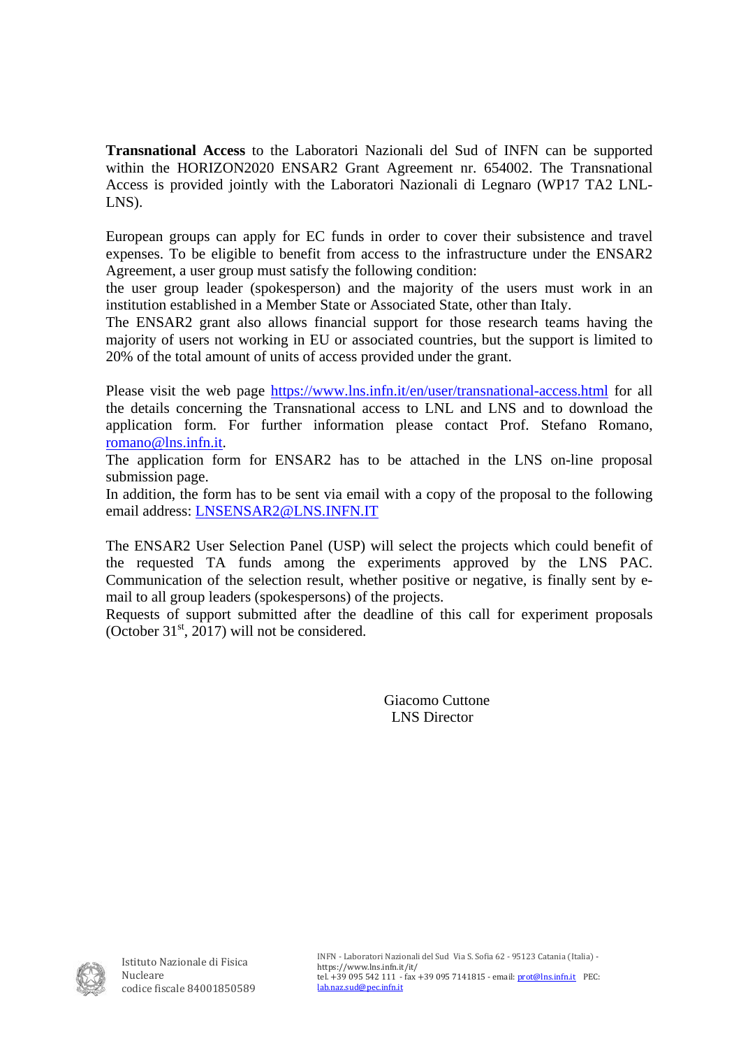**Transnational Access** to the Laboratori Nazionali del Sud of INFN can be supported within the HORIZON2020 ENSAR2 Grant Agreement nr. 654002. The Transnational Access is provided jointly with the Laboratori Nazionali di Legnaro (WP17 TA2 LNL-LNS).

European groups can apply for EC funds in order to cover their subsistence and travel expenses. To be eligible to benefit from access to the infrastructure under the ENSAR2 Agreement, a user group must satisfy the following condition:
the user group leader (spokesperson) and the majority of the users must work in an institution established in a Member State or Associated State, other than Italy.
The ENSAR2 grant also allows financial support for those research teams having the majority of users not working in EU or associated countries, but the support is limited to 20% of the total amount of units of access provided under the grant.

Please visit the web page https://www.lns.infn.it/en/user/transnational-access.html for all the details concerning the Transnational access to LNL and LNS and to download the application form. For further information please contact Prof. Stefano Romano, romano@lns.infn.it.
The application form for ENSAR2 has to be attached in the LNS on-line proposal submission page.
In addition, the form has to be sent via email with a copy of the proposal to the following email address: LNSENSAR2@LNS.INFN.IT

The ENSAR2 User Selection Panel (USP) will select the projects which could benefit of the requested TA funds among the experiments approved by the LNS PAC. Communication of the selection result, whether positive or negative, is finally sent by e-mail to all group leaders (spokespersons) of the projects.
Requests of support submitted after the deadline of this call for experiment proposals (October 31st, 2017) will not be considered.

Giacomo Cuttone
LNS Director